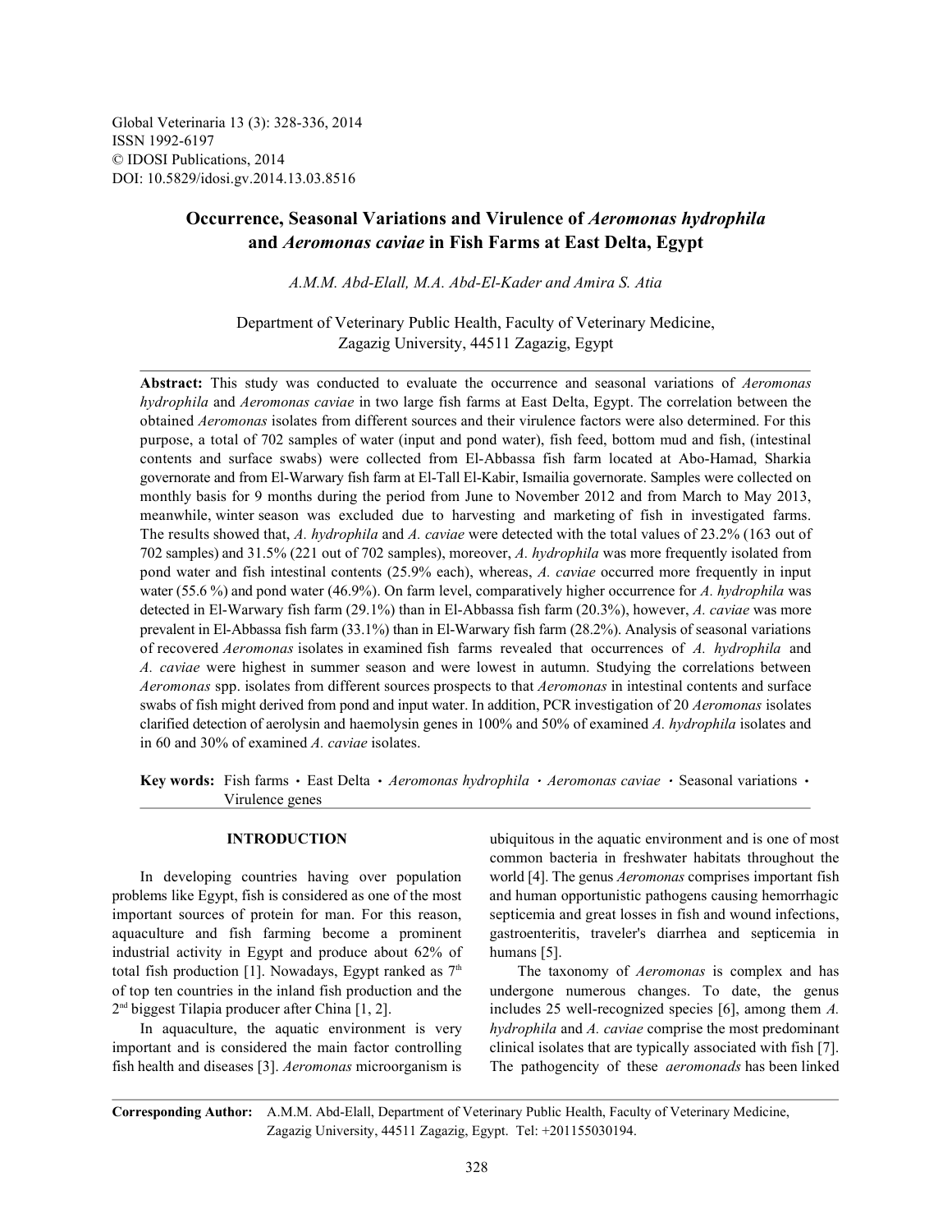Global Veterinaria 13 (3): 328-336, 2014
ISSN 1992-6197
© IDOSI Publications, 2014
DOI: 10.5829/idosi.gv.2014.13.03.8516

# Occurrence, Seasonal Variations and Virulence of *Aeromonas hydrophila* and *Aeromonas caviae* in Fish Farms at East Delta, Egypt

*A.M.M. Abd-Elall, M.A. Abd-El-Kader and Amira S. Atia*

Department of Veterinary Public Health, Faculty of Veterinary Medicine, Zagazig University, 44511 Zagazig, Egypt

**Abstract:** This study was conducted to evaluate the occurrence and seasonal variations of *Aeromonas hydrophila* and *Aeromonas caviae* in two large fish farms at East Delta, Egypt. The correlation between the obtained *Aeromonas* isolates from different sources and their virulence factors were also determined. For this purpose, a total of 702 samples of water (input and pond water), fish feed, bottom mud and fish, (intestinal contents and surface swabs) were collected from El-Abbassa fish farm located at Abo-Hamad, Sharkia governorate and from El-Warwary fish farm at El-Tall El-Kabir, Ismailia governorate. Samples were collected on monthly basis for 9 months during the period from June to November 2012 and from March to May 2013, meanwhile, winter season was excluded due to harvesting and marketing of fish in investigated farms. The results showed that, *A. hydrophila* and *A. caviae* were detected with the total values of 23.2% (163 out of 702 samples) and 31.5% (221 out of 702 samples), moreover, *A. hydrophila* was more frequently isolated from pond water and fish intestinal contents (25.9% each), whereas, *A. caviae* occurred more frequently in input water (55.6 %) and pond water (46.9%). On farm level, comparatively higher occurrence for *A. hydrophila* was detected in El-Warwary fish farm (29.1%) than in El-Abbassa fish farm (20.3%), however, *A. caviae* was more prevalent in El-Abbassa fish farm (33.1%) than in El-Warwary fish farm (28.2%). Analysis of seasonal variations of recovered *Aeromonas* isolates in examined fish farms revealed that occurrences of *A. hydrophila* and *A. caviae* were highest in summer season and were lowest in autumn. Studying the correlations between *Aeromonas* spp. isolates from different sources prospects to that *Aeromonas* in intestinal contents and surface swabs of fish might derived from pond and input water. In addition, PCR investigation of 20 *Aeromonas* isolates clarified detection of aerolysin and haemolysin genes in 100% and 50% of examined *A. hydrophila* isolates and in 60 and 30% of examined *A. caviae* isolates.

**Key words:** Fish farms · East Delta · *Aeromonas hydrophila* · *Aeromonas caviae* · Seasonal variations · Virulence genes

## INTRODUCTION

In developing countries having over population problems like Egypt, fish is considered as one of the most important sources of protein for man. For this reason, aquaculture and fish farming become a prominent industrial activity in Egypt and produce about 62% of total fish production [1]. Nowadays, Egypt ranked as 7th of top ten countries in the inland fish production and the 2nd biggest Tilapia producer after China [1, 2].

In aquaculture, the aquatic environment is very important and is considered the main factor controlling fish health and diseases [3]. *Aeromonas* microorganism is ubiquitous in the aquatic environment and is one of most common bacteria in freshwater habitats throughout the world [4]. The genus *Aeromonas* comprises important fish and human opportunistic pathogens causing hemorrhagic septicemia and great losses in fish and wound infections, gastroenteritis, traveler's diarrhea and septicemia in humans [5].

The taxonomy of *Aeromonas* is complex and has undergone numerous changes. To date, the genus includes 25 well-recognized species [6], among them *A. hydrophila* and *A. caviae* comprise the most predominant clinical isolates that are typically associated with fish [7]. The pathogencity of these *aeromonads* has been linked

**Corresponding Author:** A.M.M. Abd-Elall, Department of Veterinary Public Health, Faculty of Veterinary Medicine, Zagazig University, 44511 Zagazig, Egypt. Tel: +201155030194.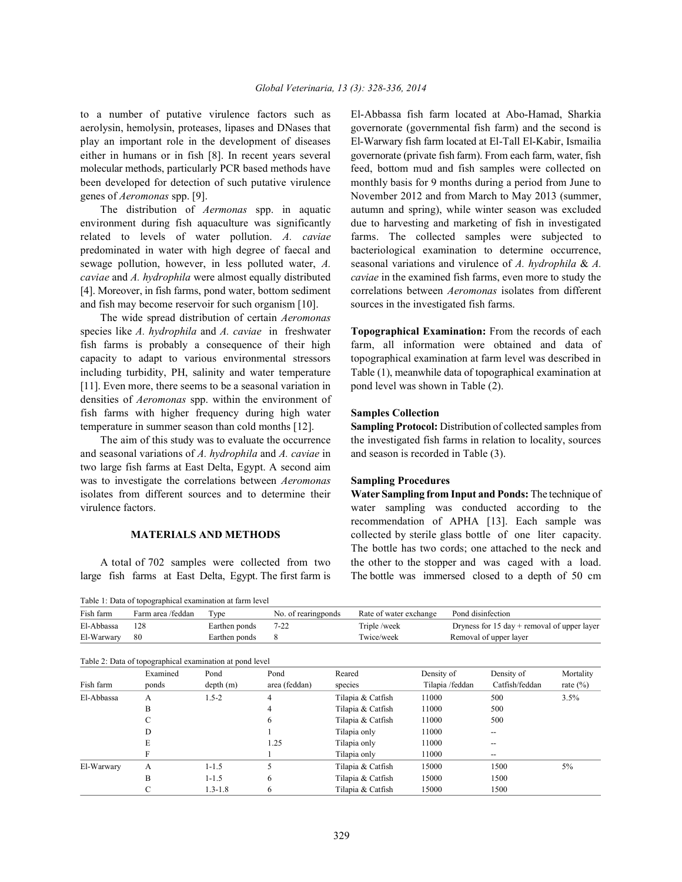to a number of putative virulence factors such as aerolysin, hemolysin, proteases, lipases and DNases that play an important role in the development of diseases either in humans or in fish [8]. In recent years several molecular methods, particularly PCR based methods have been developed for detection of such putative virulence genes of *Aeromonas* spp. [9].

The distribution of *Aermonas* spp. in aquatic environment during fish aquaculture was significantly related to levels of water pollution. *A. caviae* predominated in water with high degree of faecal and sewage pollution, however, in less polluted water, *A. caviae* and *A. hydrophila* were almost equally distributed [4]. Moreover, in fish farms, pond water, bottom sediment and fish may become reservoir for such organism [10].

The wide spread distribution of certain *Aeromonas* species like *A. hydrophila* and *A. caviae* in freshwater fish farms is probably a consequence of their high capacity to adapt to various environmental stressors including turbidity, PH, salinity and water temperature [11]. Even more, there seems to be a seasonal variation in densities of *Aeromonas* spp. within the environment of fish farms with higher frequency during high water temperature in summer season than cold months [12].

The aim of this study was to evaluate the occurrence and seasonal variations of *A. hydrophila* and *A. caviae* in two large fish farms at East Delta, Egypt. A second aim was to investigate the correlations between *Aeromonas* isolates from different sources and to determine their virulence factors.

## MATERIALS AND METHODS

A total of 702 samples were collected from two large fish farms at East Delta, Egypt. The first farm is El-Abbassa fish farm located at Abo-Hamad, Sharkia governorate (governmental fish farm) and the second is El-Warwary fish farm located at El-Tall El-Kabir, Ismailia governorate (private fish farm). From each farm, water, fish feed, bottom mud and fish samples were collected on monthly basis for 9 months during a period from June to November 2012 and from March to May 2013 (summer, autumn and spring), while winter season was excluded due to harvesting and marketing of fish in investigated farms. The collected samples were subjected to bacteriological examination to determine occurrence, seasonal variations and virulence of *A. hydrophila* & *A. caviae* in the examined fish farms, even more to study the correlations between *Aeromonas* isolates from different sources in the investigated fish farms.

**Topographical Examination:** From the records of each farm, all information were obtained and data of topographical examination at farm level was described in Table (1), meanwhile data of topographical examination at pond level was shown in Table (2).

### Samples Collection

**Sampling Protocol:** Distribution of collected samples from the investigated fish farms in relation to locality, sources and season is recorded in Table (3).

### Sampling Procedures

**Water Sampling from Input and Ponds:** The technique of water sampling was conducted according to the recommendation of APHA [13]. Each sample was collected by sterile glass bottle of one liter capacity. The bottle has two cords; one attached to the neck and the other to the stopper and was caged with a load. The bottle was immersed closed to a depth of 50 cm

Table 1: Data of topographical examination at farm level

| Fish farm | Farm area /feddan | Type | No. of rearingponds | Rate of water exchange | Pond disinfection |
|---|---|---|---|---|---|
| El-Abbassa | 128 | Earthen ponds | 7-22 | Triple /week | Dryness for 15 day + removal of upper layer |
| El-Warwary | 80 | Earthen ponds | 8 | Twice/week | Removal of upper layer |

Table 2: Data of topographical examination at pond level

| Fish farm | Examined ponds | Pond depth (m) | Pond area (feddan) | Reared species | Density of Tilapia /feddan | Density of Catfish/feddan | Mortality rate (%) |
|---|---|---|---|---|---|---|---|
| El-Abbassa | A | 1.5-2 | 4 | Tilapia & Catfish | 11000 | 500 | 3.5% |
| | B | | 4 | Tilapia & Catfish | 11000 | 500 | |
| | C | | 6 | Tilapia & Catfish | 11000 | 500 | |
| | D | | 1 | Tilapia only | 11000 | -- | |
| | E | | 1.25 | Tilapia only | 11000 | -- | |
| | F | | 1 | Tilapia only | 11000 | -- | |
| El-Warwary | A | 1-1.5 | 5 | Tilapia & Catfish | 15000 | 1500 | 5% |
| | B | 1-1.5 | 6 | Tilapia & Catfish | 15000 | 1500 | |
| | C | 1.3-1.8 | 6 | Tilapia & Catfish | 15000 | 1500 | |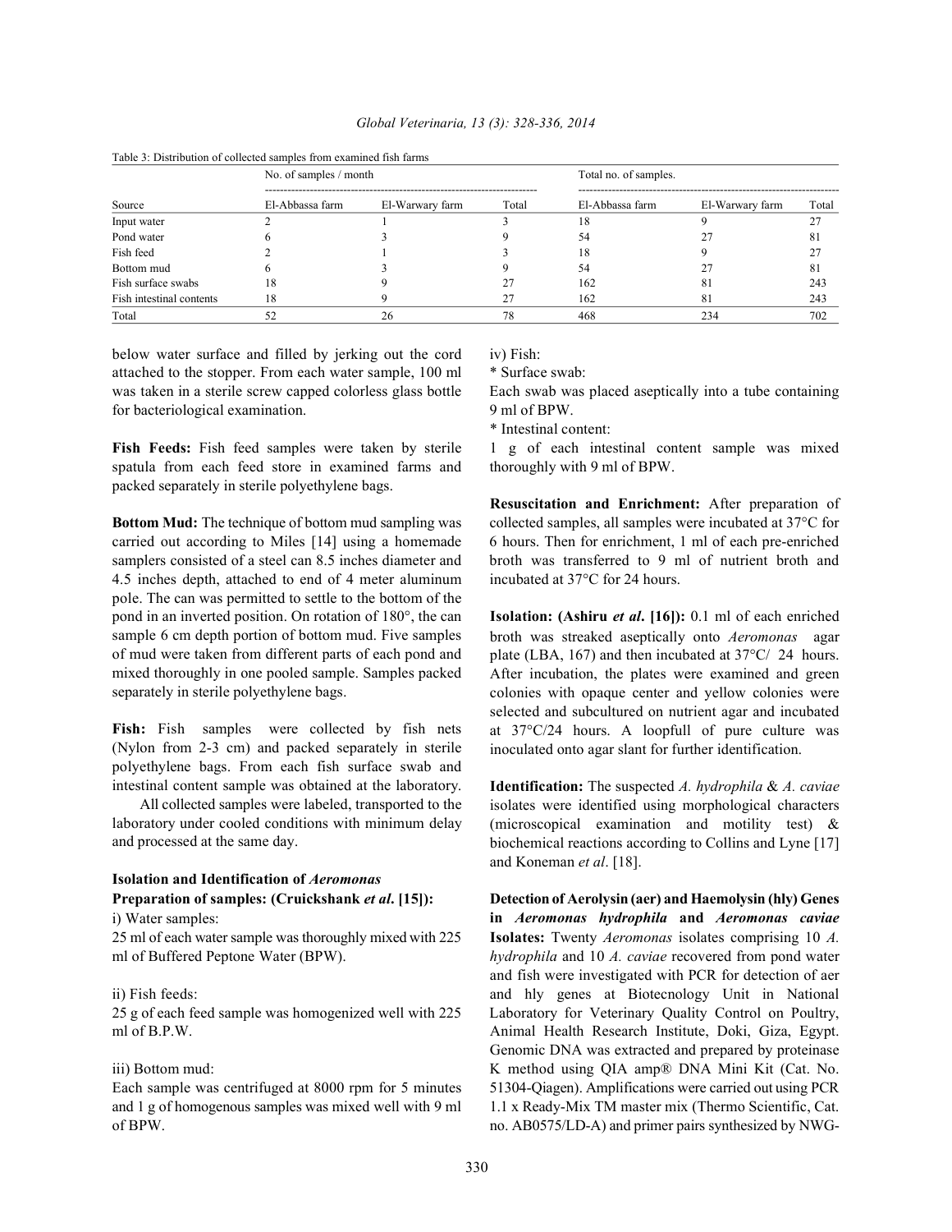Table 3: Distribution of collected samples from examined fish farms

| | No. of samples / month | | | Total no. of samples. | | |
|---|---|---|---|---|---|---|
| Source | El-Abbassa farm | El-Warwary farm | Total | El-Abbassa farm | El-Warwary farm | Total |
| Input water | 2 | 1 | 3 | 18 | 9 | 27 |
| Pond water | 6 | 3 | 9 | 54 | 27 | 81 |
| Fish feed | 2 | 1 | 3 | 18 | 9 | 27 |
| Bottom mud | 6 | 3 | 9 | 54 | 27 | 81 |
| Fish surface swabs | 18 | 9 | 27 | 162 | 81 | 243 |
| Fish intestinal contents | 18 | 9 | 27 | 162 | 81 | 243 |
| Total | 52 | 26 | 78 | 468 | 234 | 702 |

below water surface and filled by jerking out the cord attached to the stopper. From each water sample, 100 ml was taken in a sterile screw capped colorless glass bottle for bacteriological examination.

**Fish Feeds:** Fish feed samples were taken by sterile spatula from each feed store in examined farms and packed separately in sterile polyethylene bags.

**Bottom Mud:** The technique of bottom mud sampling was carried out according to Miles [14] using a homemade samplers consisted of a steel can 8.5 inches diameter and 4.5 inches depth, attached to end of 4 meter aluminum pole. The can was permitted to settle to the bottom of the pond in an inverted position. On rotation of 180°, the can sample 6 cm depth portion of bottom mud. Five samples of mud were taken from different parts of each pond and mixed thoroughly in one pooled sample. Samples packed separately in sterile polyethylene bags.

**Fish:** Fish samples were collected by fish nets (Nylon from 2-3 cm) and packed separately in sterile polyethylene bags. From each fish surface swab and intestinal content sample was obtained at the laboratory.

All collected samples were labeled, transported to the laboratory under cooled conditions with minimum delay and processed at the same day.

## Isolation and Identification of *Aeromonas*

**Preparation of samples: (Cruickshank *et al*. [15]):**

i) Water samples:

25 ml of each water sample was thoroughly mixed with 225 ml of Buffered Peptone Water (BPW).

ii) Fish feeds:

25 g of each feed sample was homogenized well with 225 ml of B.P.W.

iii) Bottom mud:

Each sample was centrifuged at 8000 rpm for 5 minutes and 1 g of homogenous samples was mixed well with 9 ml of BPW.

iv) Fish:

* Surface swab:

Each swab was placed aseptically into a tube containing 9 ml of BPW.

* Intestinal content:

1 g of each intestinal content sample was mixed thoroughly with 9 ml of BPW.

**Resuscitation and Enrichment:** After preparation of collected samples, all samples were incubated at 37°C for 6 hours. Then for enrichment, 1 ml of each pre-enriched broth was transferred to 9 ml of nutrient broth and incubated at 37°C for 24 hours.

**Isolation: (Ashiru *et al*. [16]):** 0.1 ml of each enriched broth was streaked aseptically onto *Aeromonas* agar plate (LBA, 167) and then incubated at 37°C/ 24 hours. After incubation, the plates were examined and green colonies with opaque center and yellow colonies were selected and subcultured on nutrient agar and incubated at 37°C/24 hours. A loopfull of pure culture was inoculated onto agar slant for further identification.

**Identification:** The suspected *A. hydrophila* & *A. caviae* isolates were identified using morphological characters (microscopical examination and motility test) & biochemical reactions according to Collins and Lyne [17] and Koneman *et al*. [18].

**Detection of Aerolysin (aer) and Haemolysin (hly) Genes in *Aeromonas hydrophila* and *Aeromonas caviae* Isolates:** Twenty *Aeromonas* isolates comprising 10 *A. hydrophila* and 10 *A. caviae* recovered from pond water and fish were investigated with PCR for detection of aer and hly genes at Biotecnology Unit in National Laboratory for Veterinary Quality Control on Poultry, Animal Health Research Institute, Doki, Giza, Egypt. Genomic DNA was extracted and prepared by proteinase K method using QIA amp® DNA Mini Kit (Cat. No. 51304-Qiagen). Amplifications were carried out using PCR 1.1 x Ready-Mix TM master mix (Thermo Scientific, Cat. no. AB0575/LD-A) and primer pairs synthesized by NWG-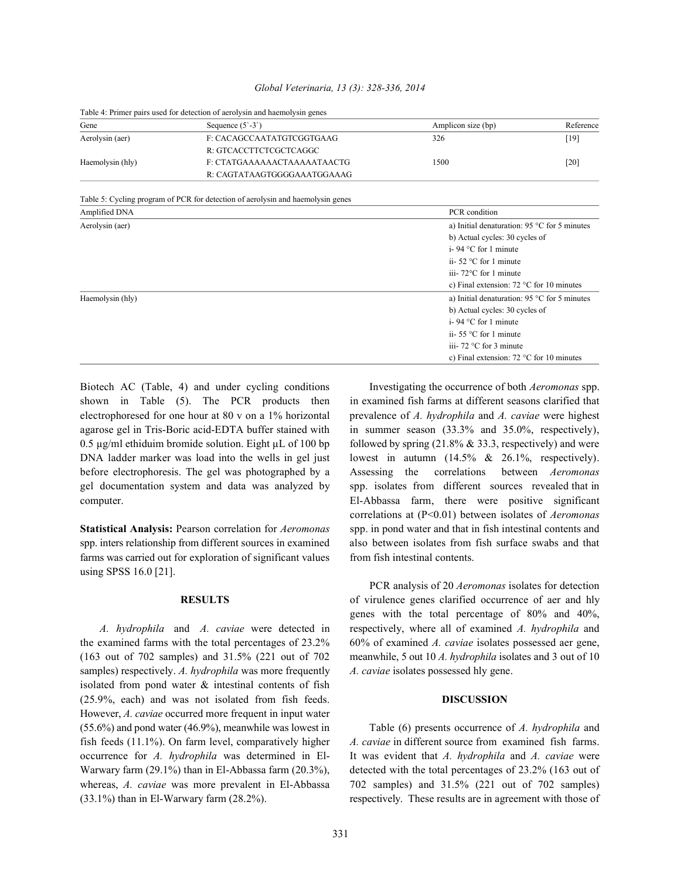Table 4: Primer pairs used for detection of aerolysin and haemolysin genes

| Gene | Sequence (5`-3`) | Amplicon size (bp) | Reference |
|---|---|---|---|
| Aerolysin (aer) | F: CACAGCCAATATGTCGGTGAAG<br>R: GTCACCTTCTCGCTCAGGC | 326 | [19] |
| Haemolysin (hly) | F: CTATGAAAAAACTAAAAATAACTG<br>R: CAGTATAAGTGGGGAAATGGAAAG | 1500 | [20] |

Table 5: Cycling program of PCR for detection of aerolysin and haemolysin genes

| Amplified DNA | PCR condition |
|---|---|
| Aerolysin (aer) | a) Initial denaturation: 95 °C for 5 minutes<br>b) Actual cycles: 30 cycles of<br>i- 94 °C for 1 minute<br>ii- 52 °C for 1 minute<br>iii- 72°C for 1 minute<br>c) Final extension: 72 °C for 10 minutes |
| Haemolysin (hly) | a) Initial denaturation: 95 °C for 5 minutes<br>b) Actual cycles: 30 cycles of<br>i- 94 °C for 1 minute<br>ii- 55 °C for 1 minute<br>iii- 72 °C for 3 minute<br>c) Final extension: 72 °C for 10 minutes |

Biotech AC (Table, 4) and under cycling conditions shown in Table (5). The PCR products then electrophoresed for one hour at 80 v on a 1% horizontal agarose gel in Tris-Boric acid-EDTA buffer stained with 0.5 µg/ml ethiduim bromide solution. Eight µL of 100 bp DNA ladder marker was load into the wells in gel just before electrophoresis. The gel was photographed by a gel documentation system and data was analyzed by computer.

**Statistical Analysis:** Pearson correlation for *Aeromonas* spp. inters relationship from different sources in examined farms was carried out for exploration of significant values using SPSS 16.0 [21].

## RESULTS

*A. hydrophila* and *A. caviae* were detected in the examined farms with the total percentages of 23.2% (163 out of 702 samples) and 31.5% (221 out of 702 samples) respectively. *A. hydrophila* was more frequently isolated from pond water & intestinal contents of fish (25.9%, each) and was not isolated from fish feeds. However, *A. caviae* occurred more frequent in input water (55.6%) and pond water (46.9%), meanwhile was lowest in fish feeds (11.1%). On farm level, comparatively higher occurrence for *A. hydrophila* was determined in El-Warwary farm (29.1%) than in El-Abbassa farm (20.3%), whereas, *A. caviae* was more prevalent in El-Abbassa (33.1%) than in El-Warwary farm (28.2%).

Investigating the occurrence of both *Aeromonas* spp. in examined fish farms at different seasons clarified that prevalence of *A. hydrophila* and *A. caviae* were highest in summer season (33.3% and 35.0%, respectively), followed by spring (21.8% & 33.3, respectively) and were lowest in autumn (14.5% & 26.1%, respectively). Assessing the correlations between *Aeromonas* spp. isolates from different sources revealed that in El-Abbassa farm, there were positive significant correlations at ($P<0.01$) between isolates of *Aeromonas* spp. in pond water and that in fish intestinal contents and also between isolates from fish surface swabs and that from fish intestinal contents.

PCR analysis of 20 *Aeromonas* isolates for detection of virulence genes clarified occurrence of aer and hly genes with the total percentage of 80% and 40%, respectively, where all of examined *A. hydrophila* and 60% of examined *A. caviae* isolates possessed aer gene, meanwhile, 5 out 10 *A. hydrophila* isolates and 3 out of 10 *A. caviae* isolates possessed hly gene.

## DISCUSSION

Table (6) presents occurrence of *A. hydrophila* and *A. caviae* in different source from examined fish farms. It was evident that *A. hydrophila* and *A. caviae* were detected with the total percentages of 23.2% (163 out of 702 samples) and 31.5% (221 out of 702 samples) respectively. These results are in agreement with those of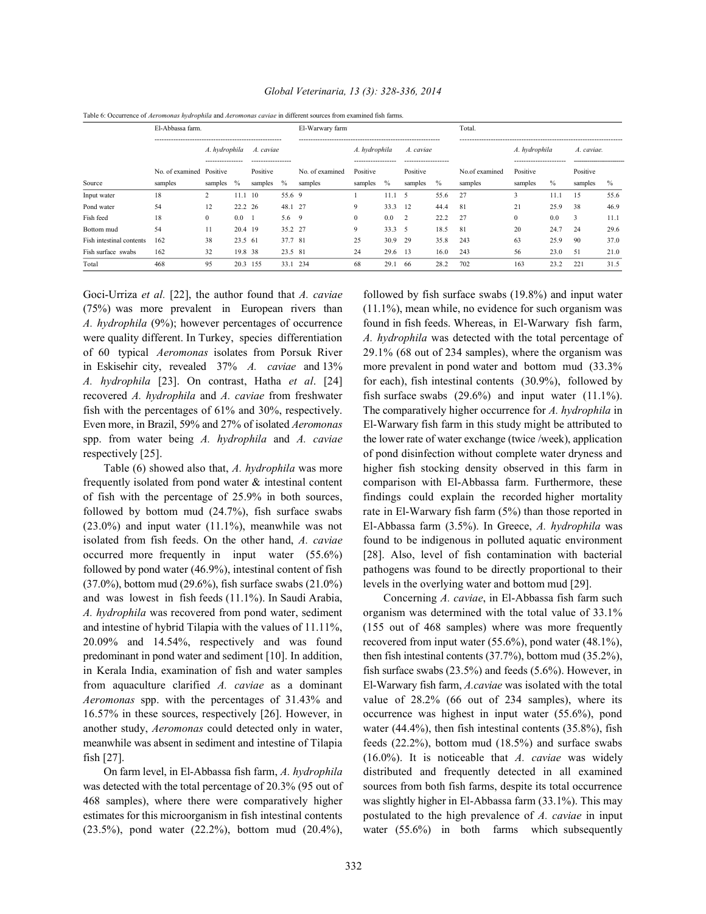Table 6: Occurrence of *Aeromonas hydrophila* and *Aeromonas caviae* in different sources from examined fish farms.

| | El-Abbassa farm. | | | | | El-Warwary farm | | | | | Total. | | | | |
|---|---|---|---|---|---|---|---|---|---|---|---|---|---|---|---|
| | | *A. hydrophila* | | *A. caviae* | | | *A. hydrophila* | | *A. caviae* | | | *A. hydrophila* | | *A. caviae.* | |
| Source | No. of examined samples | Positive samples | % | Positive samples | % | No. of examined samples | Positive samples | % | Positive samples | % | No.of examined samples | Positive samples | % | Positive samples | % |
| Input water | 18 | 2 | 11.1 | 10 | 55.6 | 9 | 1 | 11.1 | 5 | 55.6 | 27 | 3 | 11.1 | 15 | 55.6 |
| Pond water | 54 | 12 | 22.2 | 26 | 48.1 | 27 | 9 | 33.3 | 12 | 44.4 | 81 | 21 | 25.9 | 38 | 46.9 |
| Fish feed | 18 | 0 | 0.0 | 1 | 5.6 | 9 | 0 | 0.0 | 2 | 22.2 | 27 | 0 | 0.0 | 3 | 11.1 |
| Bottom mud | 54 | 11 | 20.4 | 19 | 35.2 | 27 | 9 | 33.3 | 5 | 18.5 | 81 | 20 | 24.7 | 24 | 29.6 |
| Fish intestinal contents | 162 | 38 | 23.5 | 61 | 37.7 | 81 | 25 | 30.9 | 29 | 35.8 | 243 | 63 | 25.9 | 90 | 37.0 |
| Fish surface swabs | 162 | 32 | 19.8 | 38 | 23.5 | 81 | 24 | 29.6 | 13 | 16.0 | 243 | 56 | 23.0 | 51 | 21.0 |
| Total | 468 | 95 | 20.3 | 155 | 33.1 | 234 | 68 | 29.1 | 66 | 28.2 | 702 | 163 | 23.2 | 221 | 31.5 |

Goci-Urriza *et al.* [22], the author found that *A. caviae* (75%) was more prevalent in European rivers than *A. hydrophila* (9%); however percentages of occurrence were quality different. In Turkey, species differentiation of 60 typical *Aeromonas* isolates from Porsuk River in Eskisehir city, revealed 37% *A. caviae* and 13% *A. hydrophila* [23]. On contrast, Hatha *et al*. [24] recovered *A. hydrophila* and *A. caviae* from freshwater fish with the percentages of 61% and 30%, respectively. Even more, in Brazil, 59% and 27% of isolated *Aeromonas* spp. from water being *A. hydrophila* and *A. caviae* respectively [25].

Table (6) showed also that, *A. hydrophila* was more frequently isolated from pond water & intestinal content of fish with the percentage of 25.9% in both sources, followed by bottom mud (24.7%), fish surface swabs (23.0%) and input water (11.1%), meanwhile was not isolated from fish feeds. On the other hand, *A. caviae* occurred more frequently in input water (55.6%) followed by pond water (46.9%), intestinal content of fish (37.0%), bottom mud (29.6%), fish surface swabs (21.0%) and was lowest in fish feeds (11.1%). In Saudi Arabia, *A. hydrophila* was recovered from pond water, sediment and intestine of hybrid Tilapia with the values of 11.11%, 20.09% and 14.54%, respectively and was found predominant in pond water and sediment [10]. In addition, in Kerala India, examination of fish and water samples from aquaculture clarified *A. caviae* as a dominant *Aeromonas* spp. with the percentages of 31.43% and 16.57% in these sources, respectively [26]. However, in another study, *Aeromonas* could detected only in water, meanwhile was absent in sediment and intestine of Tilapia fish [27].

On farm level, in El-Abbassa fish farm, *A. hydrophila* was detected with the total percentage of 20.3% (95 out of 468 samples), where there were comparatively higher estimates for this microorganism in fish intestinal contents (23.5%), pond water (22.2%), bottom mud (20.4%), followed by fish surface swabs (19.8%) and input water (11.1%), mean while, no evidence for such organism was found in fish feeds. Whereas, in El-Warwary fish farm, *A. hydrophila* was detected with the total percentage of 29.1% (68 out of 234 samples), where the organism was more prevalent in pond water and bottom mud (33.3% for each), fish intestinal contents (30.9%), followed by fish surface swabs (29.6%) and input water (11.1%). The comparatively higher occurrence for *A. hydrophila* in El-Warwary fish farm in this study might be attributed to the lower rate of water exchange (twice /week), application of pond disinfection without complete water dryness and higher fish stocking density observed in this farm in comparison with El-Abbassa farm. Furthermore, these findings could explain the recorded higher mortality rate in El-Warwary fish farm (5%) than those reported in El-Abbassa farm (3.5%). In Greece, *A. hydrophila* was found to be indigenous in polluted aquatic environment [28]. Also, level of fish contamination with bacterial pathogens was found to be directly proportional to their levels in the overlying water and bottom mud [29].

Concerning *A. caviae*, in El-Abbassa fish farm such organism was determined with the total value of 33.1% (155 out of 468 samples) where was more frequently recovered from input water (55.6%), pond water (48.1%), then fish intestinal contents (37.7%), bottom mud (35.2%), fish surface swabs (23.5%) and feeds (5.6%). However, in El-Warwary fish farm, *A.caviae* was isolated with the total value of 28.2% (66 out of 234 samples), where its occurrence was highest in input water (55.6%), pond water (44.4%), then fish intestinal contents (35.8%), fish feeds (22.2%), bottom mud (18.5%) and surface swabs (16.0%). It is noticeable that *A. caviae* was widely distributed and frequently detected in all examined sources from both fish farms, despite its total occurrence was slightly higher in El-Abbassa farm (33.1%). This may postulated to the high prevalence of *A. caviae* in input water (55.6%) in both farms which subsequently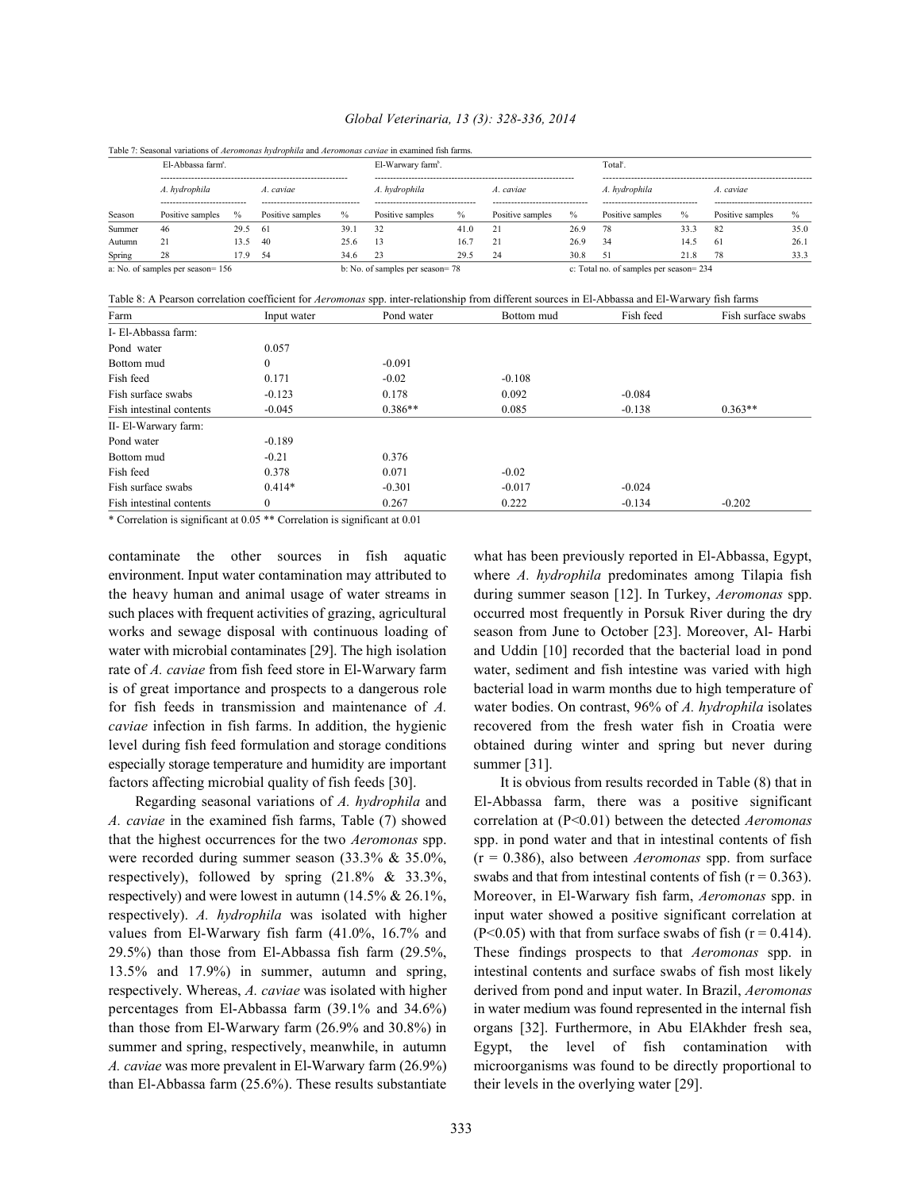Table 7: Seasonal variations of *Aeromonas hydrophila* and *Aeromonas caviae* in examined fish farms.

| | El-Abbassa farm[a]. | | | | El-Warwary farm[b]. | | | | Total[c]. | | | |
|---|---|---|---|---|---|---|---|---|---|---|---|---|
| | *A. hydrophila* | | *A. caviae* | | *A. hydrophila* | | *A. caviae* | | *A. hydrophila* | | *A. caviae* | |
| Season | Positive samples | % | Positive samples | % | Positive samples | % | Positive samples | % | Positive samples | % | Positive samples | % |
| Summer | 46 | 29.5 | 61 | 39.1 | 32 | 41.0 | 21 | 26.9 | 78 | 33.3 | 82 | 35.0 |
| Autumn | 21 | 13.5 | 40 | 25.6 | 13 | 16.7 | 21 | 26.9 | 34 | 14.5 | 61 | 26.1 |
| Spring | 28 | 17.9 | 54 | 34.6 | 23 | 29.5 | 24 | 30.8 | 51 | 21.8 | 78 | 33.3 |

a: No. of samples per season= 156 b: No. of samples per season= 78 c: Total no. of samples per season= 234

Table 8: A Pearson correlation coefficient for *Aeromonas* spp. inter-relationship from different sources in El-Abbassa and El-Warwary fish farms

| Farm | Input water | Pond water | Bottom mud | Fish feed | Fish surface swabs |
|---|---|---|---|---|---|
| I- El-Abbassa farm: | | | | | |
| Pond water | 0.057 | | | | |
| Bottom mud | 0 | -0.091 | | | |
| Fish feed | 0.171 | -0.02 | -0.108 | | |
| Fish surface swabs | -0.123 | 0.178 | 0.092 | -0.084 | |
| Fish intestinal contents | -0.045 | 0.386** | 0.085 | -0.138 | 0.363** |
| II- El-Warwary farm: | | | | | |
| Pond water | -0.189 | | | | |
| Bottom mud | -0.21 | 0.376 | | | |
| Fish feed | 0.378 | 0.071 | -0.02 | | |
| Fish surface swabs | 0.414* | -0.301 | -0.017 | -0.024 | |
| Fish intestinal contents | 0 | 0.267 | 0.222 | -0.134 | -0.202 |

* Correlation is significant at 0.05 ** Correlation is significant at 0.01

contaminate the other sources in fish aquatic environment. Input water contamination may attributed to the heavy human and animal usage of water streams in such places with frequent activities of grazing, agricultural works and sewage disposal with continuous loading of water with microbial contaminates [29]. The high isolation rate of *A. caviae* from fish feed store in El-Warwary farm is of great importance and prospects to a dangerous role for fish feeds in transmission and maintenance of *A. caviae* infection in fish farms. In addition, the hygienic level during fish feed formulation and storage conditions especially storage temperature and humidity are important factors affecting microbial quality of fish feeds [30].

Regarding seasonal variations of *A. hydrophila* and *A. caviae* in the examined fish farms, Table (7) showed that the highest occurrences for the two *Aeromonas* spp. were recorded during summer season (33.3% & 35.0%, respectively), followed by spring (21.8% & 33.3%, respectively) and were lowest in autumn (14.5% & 26.1%, respectively). *A. hydrophila* was isolated with higher values from El-Warwary fish farm (41.0%, 16.7% and 29.5%) than those from El-Abbassa fish farm (29.5%, 13.5% and 17.9%) in summer, autumn and spring, respectively. Whereas, *A. caviae* was isolated with higher percentages from El-Abbassa farm (39.1% and 34.6%) than those from El-Warwary farm (26.9% and 30.8%) in summer and spring, respectively, meanwhile, in autumn *A. caviae* was more prevalent in El-Warwary farm (26.9%) than El-Abbassa farm (25.6%). These results substantiate what has been previously reported in El-Abbassa, Egypt, where *A. hydrophila* predominates among Tilapia fish during summer season [12]. In Turkey, *Aeromonas* spp. occurred most frequently in Porsuk River during the dry season from June to October [23]. Moreover, Al- Harbi and Uddin [10] recorded that the bacterial load in pond water, sediment and fish intestine was varied with high bacterial load in warm months due to high temperature of water bodies. On contrast, 96% of *A. hydrophila* isolates recovered from the fresh water fish in Croatia were obtained during winter and spring but never during summer [31].

It is obvious from results recorded in Table (8) that in El-Abbassa farm, there was a positive significant correlation at ($P<0.01$) between the detected *Aeromonas* spp. in pond water and that in intestinal contents of fish ($r = 0.386$), also between *Aeromonas* spp. from surface swabs and that from intestinal contents of fish ($r = 0.363$). Moreover, in El-Warwary fish farm, *Aeromonas* spp. in input water showed a positive significant correlation at ($P<0.05$) with that from surface swabs of fish ($r = 0.414$). These findings prospects to that *Aeromonas* spp. in intestinal contents and surface swabs of fish most likely derived from pond and input water. In Brazil, *Aeromonas* in water medium was found represented in the internal fish organs [32]. Furthermore, in Abu ElAkhder fresh sea, Egypt, the level of fish contamination with microorganisms was found to be directly proportional to their levels in the overlying water [29].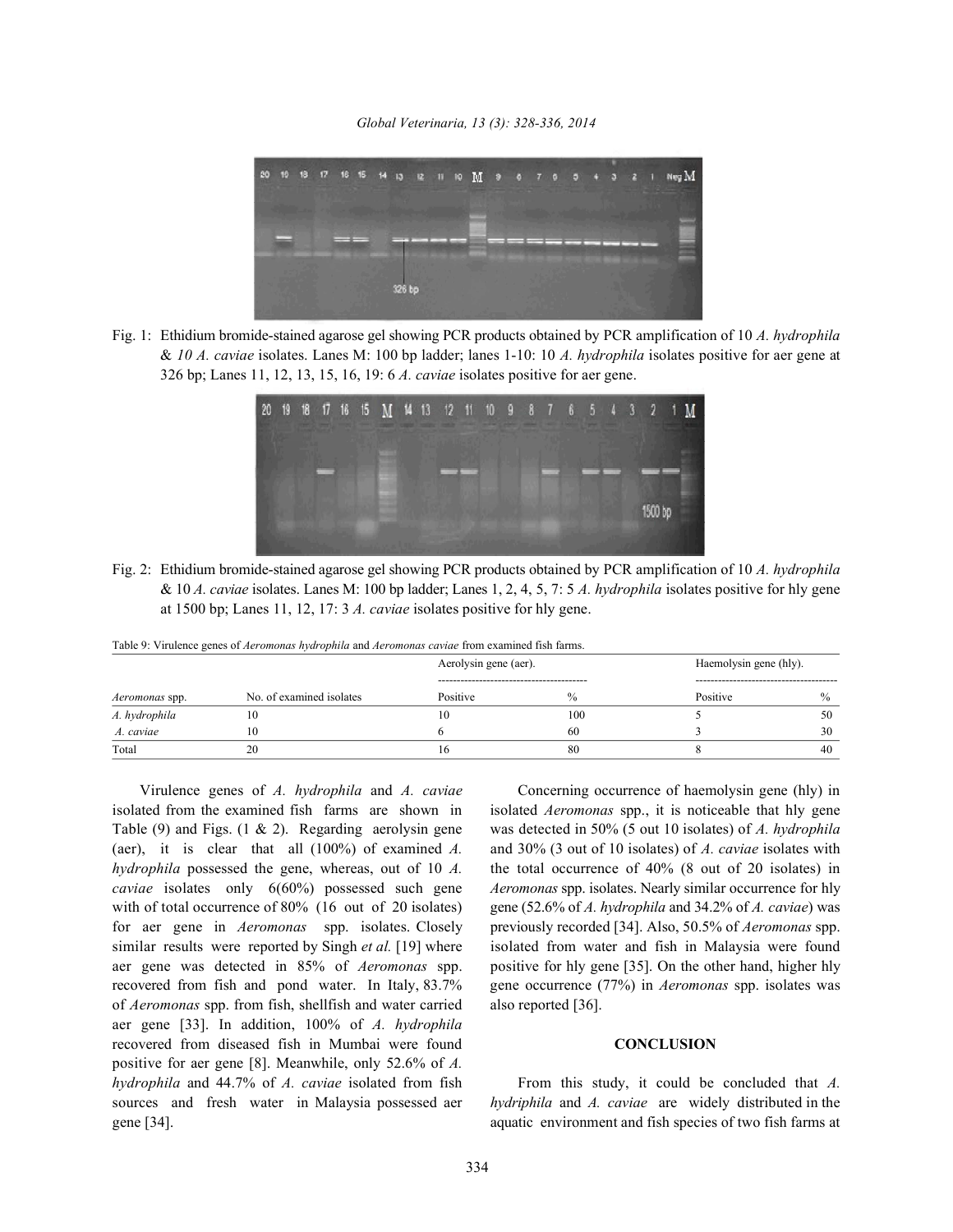Fig. 1: Ethidium bromide-stained agarose gel showing PCR products obtained by PCR amplification of 10 *A. hydrophila* & *10 A. caviae* isolates. Lanes M: 100 bp ladder; lanes 1-10: 10 *A. hydrophila* isolates positive for aer gene at 326 bp; Lanes 11, 12, 13, 15, 16, 19: 6 *A. caviae* isolates positive for aer gene.

Fig. 2: Ethidium bromide-stained agarose gel showing PCR products obtained by PCR amplification of 10 *A. hydrophila* & 10 *A. caviae* isolates. Lanes M: 100 bp ladder; Lanes 1, 2, 4, 5, 7: 5 *A. hydrophila* isolates positive for hly gene at 1500 bp; Lanes 11, 12, 17: 3 *A. caviae* isolates positive for hly gene.

Table 9: Virulence genes of *Aeromonas hydrophila* and *Aeromonas caviae* from examined fish farms.

| | | Aerolysin gene (aer). | | Haemolysin gene (hly). | |
|---|---|---|---|---|---|
| *Aeromonas* spp. | No. of examined isolates | Positive | % | Positive | % |
| *A. hydrophila* | 10 | 10 | 100 | 5 | 50 |
| *A. caviae* | 10 | 6 | 60 | 3 | 30 |
| Total | 20 | 16 | 80 | 8 | 40 |

Virulence genes of *A. hydrophila* and *A. caviae* isolated from the examined fish farms are shown in Table (9) and Figs. (1 & 2). Regarding aerolysin gene (aer), it is clear that all (100%) of examined *A. hydrophila* possessed the gene, whereas, out of 10 *A. caviae* isolates only 6(60%) possessed such gene with of total occurrence of 80% (16 out of 20 isolates) for aer gene in *Aeromonas* spp. isolates. Closely similar results were reported by Singh *et al.* [19] where aer gene was detected in 85% of *Aeromonas* spp. recovered from fish and pond water. In Italy, 83.7% of *Aeromonas* spp. from fish, shellfish and water carried aer gene [33]. In addition, 100% of *A. hydrophila* recovered from diseased fish in Mumbai were found positive for aer gene [8]. Meanwhile, only 52.6% of *A. hydrophila* and 44.7% of *A. caviae* isolated from fish sources and fresh water in Malaysia possessed aer gene [34].

Concerning occurrence of haemolysin gene (hly) in isolated *Aeromonas* spp., it is noticeable that hly gene was detected in 50% (5 out 10 isolates) of *A. hydrophila* and 30% (3 out of 10 isolates) of *A. caviae* isolates with the total occurrence of 40% (8 out of 20 isolates) in *Aeromonas* spp. isolates. Nearly similar occurrence for hly gene (52.6% of *A. hydrophila* and 34.2% of *A. caviae*) was previously recorded [34]. Also, 50.5% of *Aeromonas* spp. isolated from water and fish in Malaysia were found positive for hly gene [35]. On the other hand, higher hly gene occurrence (77%) in *Aeromonas* spp. isolates was also reported [36].

## CONCLUSION

From this study, it could be concluded that *A. hydriphila* and *A. caviae* are widely distributed in the aquatic environment and fish species of two fish farms at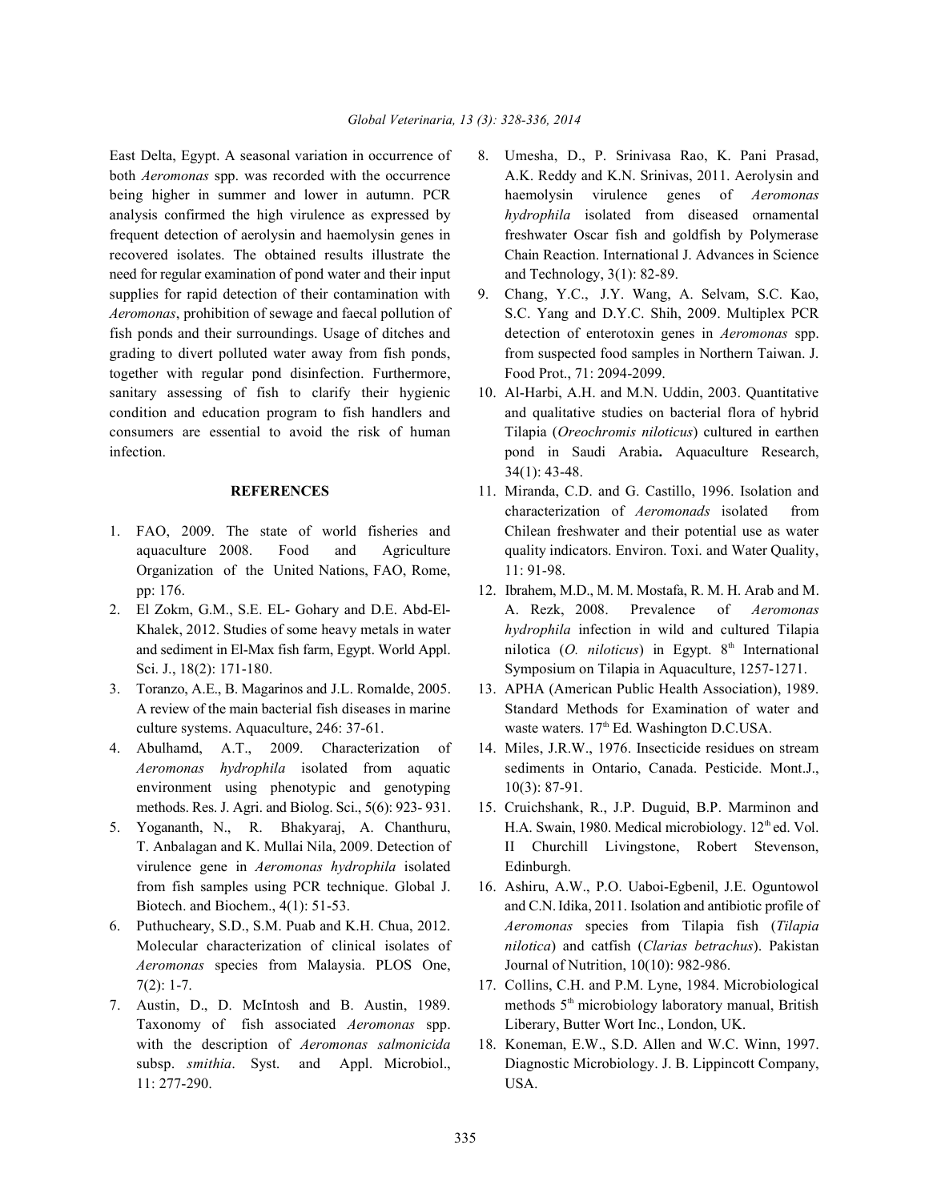East Delta, Egypt. A seasonal variation in occurrence of both *Aeromonas* spp. was recorded with the occurrence being higher in summer and lower in autumn. PCR analysis confirmed the high virulence as expressed by frequent detection of aerolysin and haemolysin genes in recovered isolates. The obtained results illustrate the need for regular examination of pond water and their input supplies for rapid detection of their contamination with *Aeromonas*, prohibition of sewage and faecal pollution of fish ponds and their surroundings. Usage of ditches and grading to divert polluted water away from fish ponds, together with regular pond disinfection. Furthermore, sanitary assessing of fish to clarify their hygienic condition and education program to fish handlers and consumers are essential to avoid the risk of human infection.

## REFERENCES

1. FAO, 2009. The state of world fisheries and aquaculture 2008. Food and Agriculture Organization of the United Nations, FAO, Rome, pp: 176.
2. El Zokm, G.M., S.E. EL- Gohary and D.E. Abd-El-Khalek, 2012. Studies of some heavy metals in water and sediment in El-Max fish farm, Egypt. World Appl. Sci. J., 18(2): 171-180.
3. Toranzo, A.E., B. Magarinos and J.L. Romalde, 2005. A review of the main bacterial fish diseases in marine culture systems. Aquaculture, 246: 37-61.
4. Abulhamd, A.T., 2009. Characterization of *Aeromonas hydrophila* isolated from aquatic environment using phenotypic and genotyping methods. Res. J. Agri. and Biolog. Sci., 5(6): 923- 931.
5. Yogananth, N., R. Bhakyaraj, A. Chanthuru, T. Anbalagan and K. Mullai Nila, 2009. Detection of virulence gene in *Aeromonas hydrophila* isolated from fish samples using PCR technique. Global J. Biotech. and Biochem., 4(1): 51-53.
6. Puthucheary, S.D., S.M. Puab and K.H. Chua, 2012. Molecular characterization of clinical isolates of *Aeromonas* species from Malaysia. PLOS One, 7(2): 1-7.
7. Austin, D., D. McIntosh and B. Austin, 1989. Taxonomy of fish associated *Aeromonas* spp. with the description of *Aeromonas salmonicida* subsp. *smithia*. Syst. and Appl. Microbiol., 11: 277-290.
8. Umesha, D., P. Srinivasa Rao, K. Pani Prasad, A.K. Reddy and K.N. Srinivas, 2011. Aerolysin and haemolysin virulence genes of *Aeromonas hydrophila* isolated from diseased ornamental freshwater Oscar fish and goldfish by Polymerase Chain Reaction. International J. Advances in Science and Technology, 3(1): 82-89.
9. Chang, Y.C., J.Y. Wang, A. Selvam, S.C. Kao, S.C. Yang and D.Y.C. Shih, 2009. Multiplex PCR detection of enterotoxin genes in *Aeromonas* spp. from suspected food samples in Northern Taiwan. J. Food Prot., 71: 2094-2099.
10. Al-Harbi, A.H. and M.N. Uddin, 2003. Quantitative and qualitative studies on bacterial flora of hybrid Tilapia (*Oreochromis niloticus*) cultured in earthen pond in Saudi Arabia**.** Aquaculture Research, 34(1): 43-48.
11. Miranda, C.D. and G. Castillo, 1996. Isolation and characterization of *Aeromonads* isolated from Chilean freshwater and their potential use as water quality indicators. Environ. Toxi. and Water Quality, 11: 91-98.
12. Ibrahem, M.D., M. M. Mostafa, R. M. H. Arab and M. A. Rezk, 2008. Prevalence of *Aeromonas hydrophila* infection in wild and cultured Tilapia nilotica (*O. niloticus*) in Egypt. 8th International Symposium on Tilapia in Aquaculture, 1257-1271.
13. APHA (American Public Health Association), 1989. Standard Methods for Examination of water and waste waters. 17th Ed. Washington D.C.USA.
14. Miles, J.R.W., 1976. Insecticide residues on stream sediments in Ontario, Canada. Pesticide. Mont.J., 10(3): 87-91.
15. Cruichshank, R., J.P. Duguid, B.P. Marminon and H.A. Swain, 1980. Medical microbiology. 12th ed. Vol. II Churchill Livingstone, Robert Stevenson, Edinburgh.
16. Ashiru, A.W., P.O. Uaboi-Egbenil, J.E. Oguntowol and C.N. Idika, 2011. Isolation and antibiotic profile of *Aeromonas* species from Tilapia fish (*Tilapia nilotica*) and catfish (*Clarias betrachus*). Pakistan Journal of Nutrition, 10(10): 982-986.
17. Collins, C.H. and P.M. Lyne, 1984. Microbiological methods 5th microbiology laboratory manual, British Liberary, Butter Wort Inc., London, UK.
18. Koneman, E.W., S.D. Allen and W.C. Winn, 1997. Diagnostic Microbiology. J. B. Lippincott Company, USA.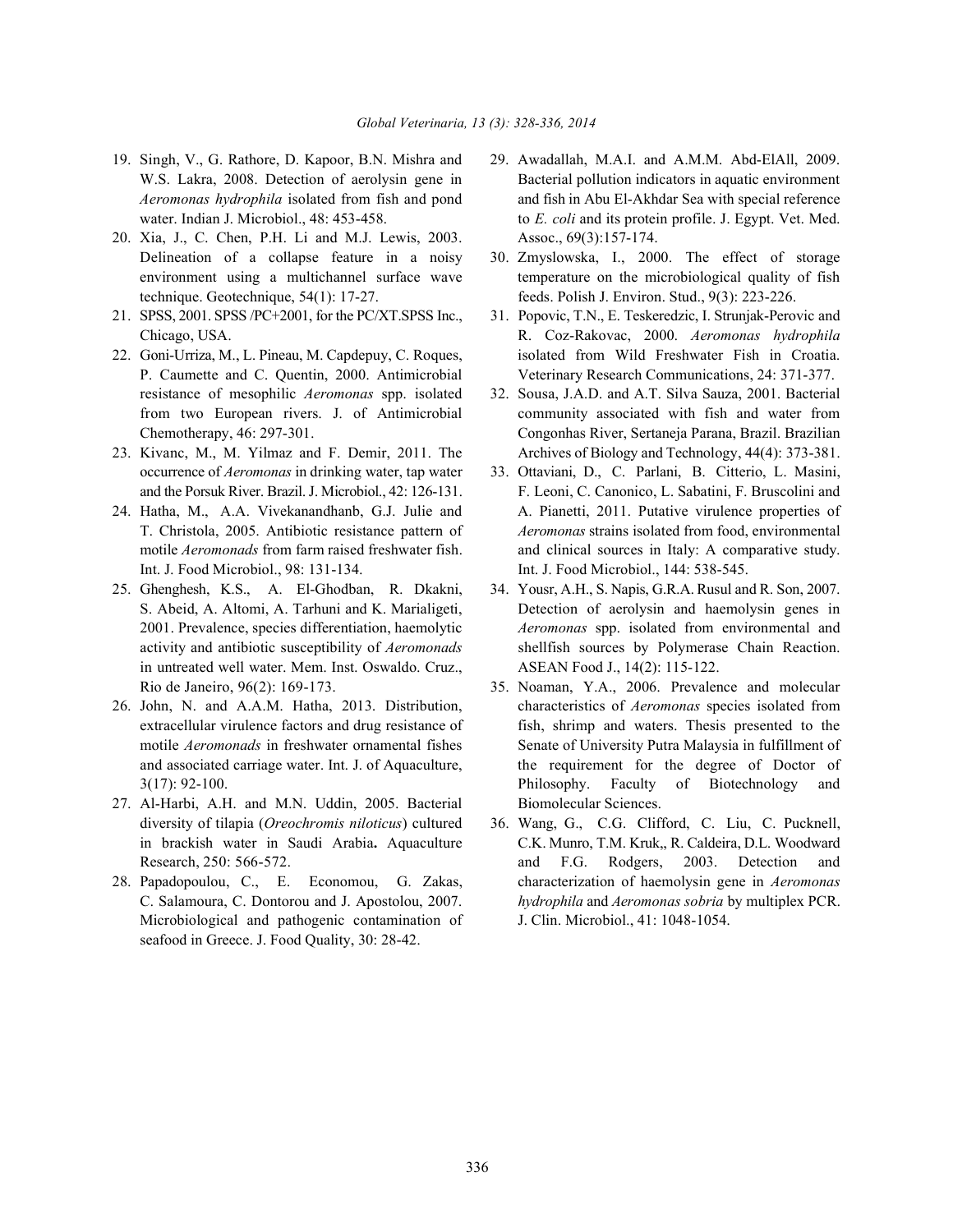19. Singh, V., G. Rathore, D. Kapoor, B.N. Mishra and W.S. Lakra, 2008. Detection of aerolysin gene in *Aeromonas hydrophila* isolated from fish and pond water. Indian J. Microbiol., 48: 453-458.
20. Xia, J., C. Chen, P.H. Li and M.J. Lewis, 2003. Delineation of a collapse feature in a noisy environment using a multichannel surface wave technique. Geotechnique, 54(1): 17-27.
21. SPSS, 2001. SPSS /PC+2001, for the PC/XT.SPSS Inc., Chicago, USA.
22. Goni-Urriza, M., L. Pineau, M. Capdepuy, C. Roques, P. Caumette and C. Quentin, 2000. Antimicrobial resistance of mesophilic *Aeromonas* spp. isolated from two European rivers. J. of Antimicrobial Chemotherapy, 46: 297-301.
23. Kivanc, M., M. Yilmaz and F. Demir, 2011. The occurrence of *Aeromonas* in drinking water, tap water and the Porsuk River. Brazil. J. Microbiol., 42: 126-131.
24. Hatha, M., A.A. Vivekanandhanb, G.J. Julie and T. Christola, 2005. Antibiotic resistance pattern of motile *Aeromonads* from farm raised freshwater fish. Int. J. Food Microbiol., 98: 131-134.
25. Ghenghesh, K.S., A. El-Ghodban, R. Dkakni, S. Abeid, A. Altomi, A. Tarhuni and K. Marialigeti, 2001. Prevalence, species differentiation, haemolytic activity and antibiotic susceptibility of *Aeromonads* in untreated well water. Mem. Inst. Oswaldo. Cruz., Rio de Janeiro, 96(2): 169-173.
26. John, N. and A.A.M. Hatha, 2013. Distribution, extracellular virulence factors and drug resistance of motile *Aeromonads* in freshwater ornamental fishes and associated carriage water. Int. J. of Aquaculture, 3(17): 92-100.
27. Al-Harbi, A.H. and M.N. Uddin, 2005. Bacterial diversity of tilapia (*Oreochromis niloticus*) cultured in brackish water in Saudi Arabia**.** Aquaculture Research, 250: 566-572.
28. Papadopoulou, C., E. Economou, G. Zakas, C. Salamoura, C. Dontorou and J. Apostolou, 2007. Microbiological and pathogenic contamination of seafood in Greece. J. Food Quality, 30: 28-42.
29. Awadallah, M.A.I. and A.M.M. Abd-ElAll, 2009. Bacterial pollution indicators in aquatic environment and fish in Abu El-Akhdar Sea with special reference to *E. coli* and its protein profile. J. Egypt. Vet. Med. Assoc., 69(3):157-174.
30. Zmyslowska, I., 2000. The effect of storage temperature on the microbiological quality of fish feeds. Polish J. Environ. Stud., 9(3): 223-226.
31. Popovic, T.N., E. Teskeredzic, I. Strunjak-Perovic and R. Coz-Rakovac, 2000. *Aeromonas hydrophila* isolated from Wild Freshwater Fish in Croatia. Veterinary Research Communications, 24: 371-377.
32. Sousa, J.A.D. and A.T. Silva Sauza, 2001. Bacterial community associated with fish and water from Congonhas River, Sertaneja Parana, Brazil. Brazilian Archives of Biology and Technology, 44(4): 373-381.
33. Ottaviani, D., C. Parlani, B. Citterio, L. Masini, F. Leoni, C. Canonico, L. Sabatini, F. Bruscolini and A. Pianetti, 2011. Putative virulence properties of *Aeromonas* strains isolated from food, environmental and clinical sources in Italy: A comparative study. Int. J. Food Microbiol., 144: 538-545.
34. Yousr, A.H., S. Napis, G.R.A. Rusul and R. Son, 2007. Detection of aerolysin and haemolysin genes in *Aeromonas* spp. isolated from environmental and shellfish sources by Polymerase Chain Reaction. ASEAN Food J., 14(2): 115-122.
35. Noaman, Y.A., 2006. Prevalence and molecular characteristics of *Aeromonas* species isolated from fish, shrimp and waters. Thesis presented to the Senate of University Putra Malaysia in fulfillment of the requirement for the degree of Doctor of Philosophy. Faculty of Biotechnology and Biomolecular Sciences.
36. Wang, G., C.G. Clifford, C. Liu, C. Pucknell, C.K. Munro, T.M. Kruk,, R. Caldeira, D.L. Woodward and F.G. Rodgers, 2003. Detection and characterization of haemolysin gene in *Aeromonas hydrophila* and *Aeromonas sobria* by multiplex PCR. J. Clin. Microbiol., 41: 1048-1054.